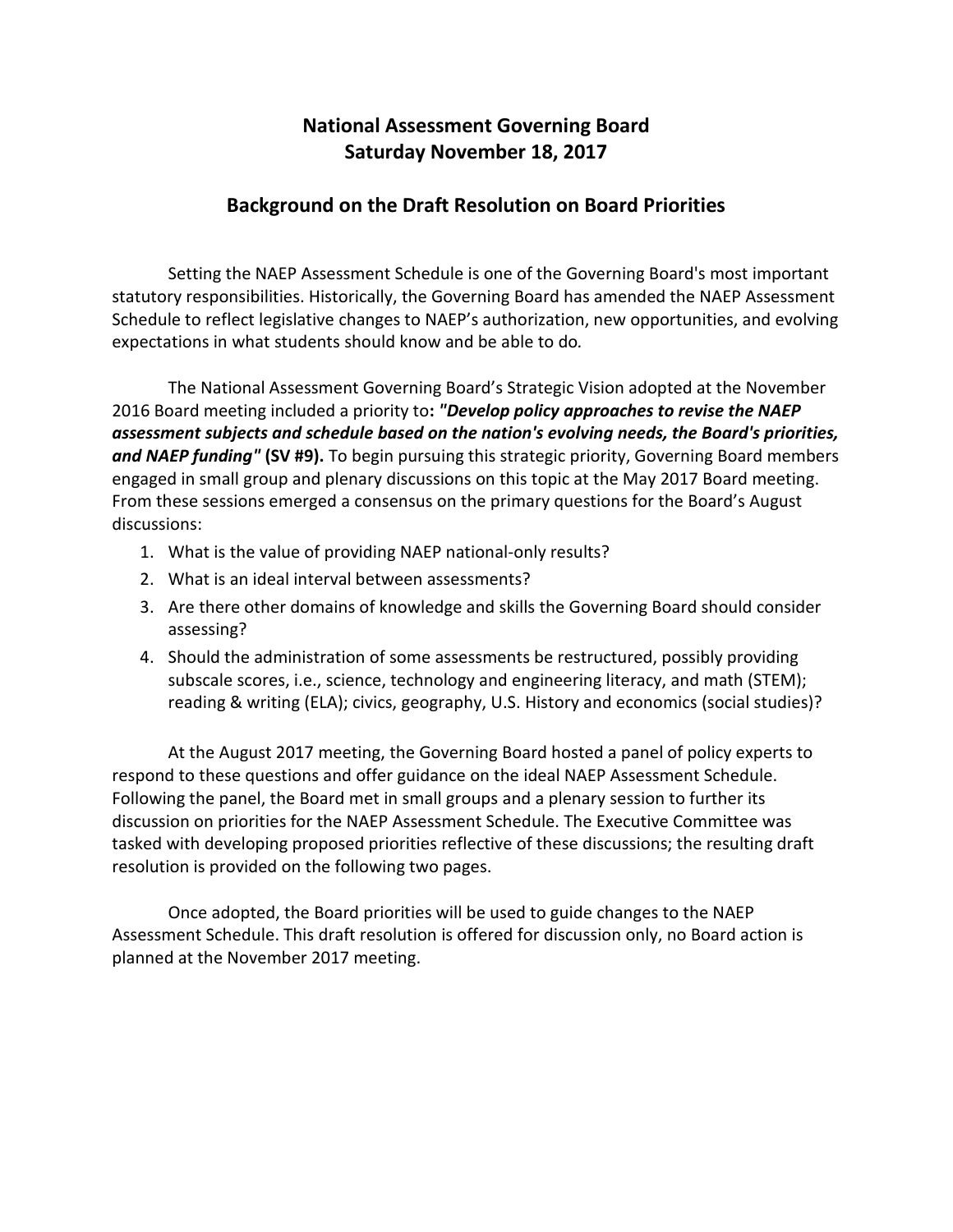# National Assessment Governing Board
# Saturday November 18, 2017

## Background on the Draft Resolution on Board Priorities

Setting the NAEP Assessment Schedule is one of the Governing Board's most important statutory responsibilities. Historically, the Governing Board has amended the NAEP Assessment Schedule to reflect legislative changes to NAEP's authorization, new opportunities, and evolving expectations in what students should know and be able to do.

The National Assessment Governing Board's Strategic Vision adopted at the November 2016 Board meeting included a priority to**: *"Develop policy approaches to revise the NAEP assessment subjects and schedule based on the nation's evolving needs, the Board's priorities, and NAEP funding"* (SV #9).** To begin pursuing this strategic priority, Governing Board members engaged in small group and plenary discussions on this topic at the May 2017 Board meeting. From these sessions emerged a consensus on the primary questions for the Board's August discussions:

1. What is the value of providing NAEP national-only results?
2. What is an ideal interval between assessments?
3. Are there other domains of knowledge and skills the Governing Board should consider assessing?
4. Should the administration of some assessments be restructured, possibly providing subscale scores, i.e., science, technology and engineering literacy, and math (STEM); reading & writing (ELA); civics, geography, U.S. History and economics (social studies)?

At the August 2017 meeting, the Governing Board hosted a panel of policy experts to respond to these questions and offer guidance on the ideal NAEP Assessment Schedule. Following the panel, the Board met in small groups and a plenary session to further its discussion on priorities for the NAEP Assessment Schedule. The Executive Committee was tasked with developing proposed priorities reflective of these discussions; the resulting draft resolution is provided on the following two pages.

Once adopted, the Board priorities will be used to guide changes to the NAEP Assessment Schedule. This draft resolution is offered for discussion only, no Board action is planned at the November 2017 meeting.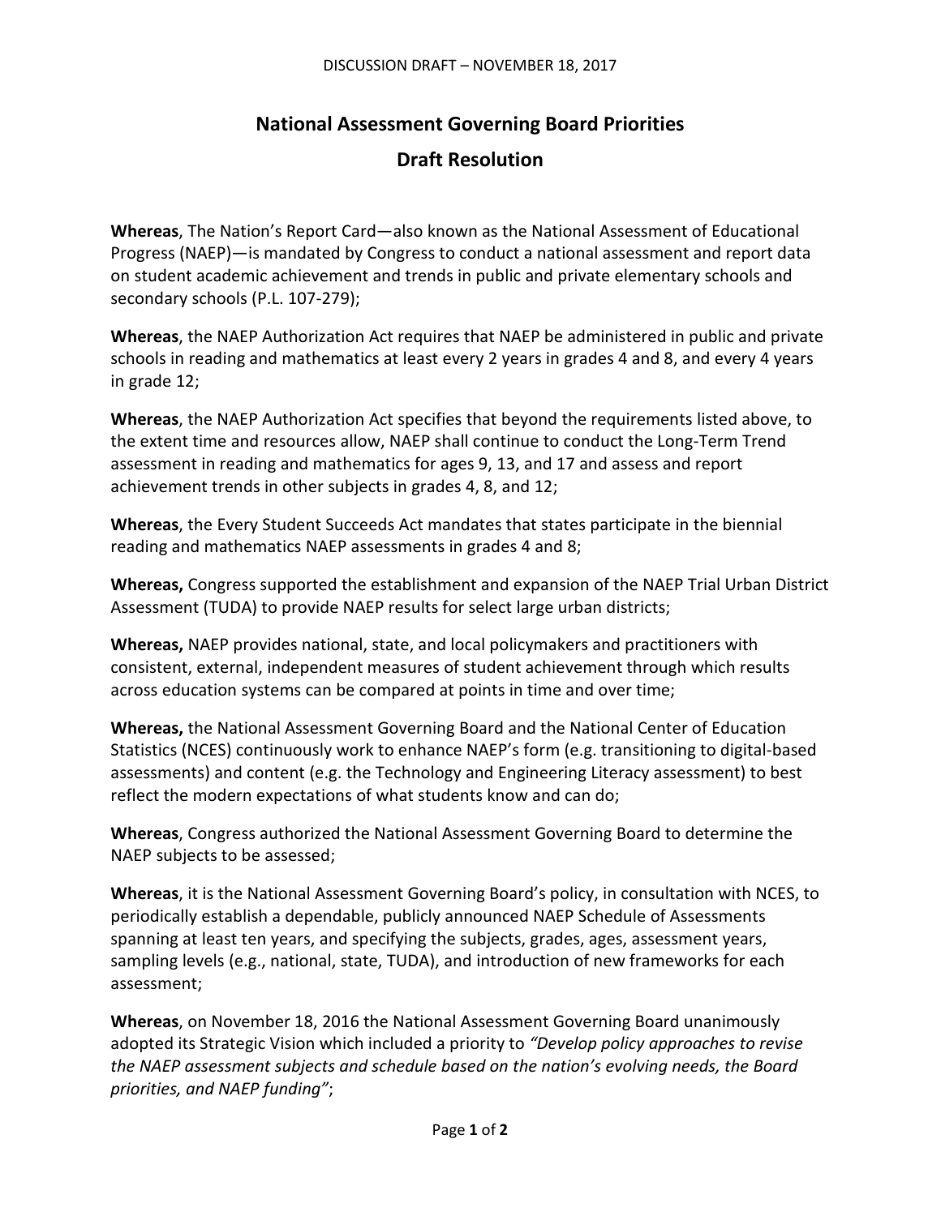# National Assessment Governing Board Priorities

## Draft Resolution

**Whereas**, The Nation's Report Card—also known as the National Assessment of Educational Progress (NAEP)—is mandated by Congress to conduct a national assessment and report data on student academic achievement and trends in public and private elementary schools and secondary schools (P.L. 107-279);

**Whereas**, the NAEP Authorization Act requires that NAEP be administered in public and private schools in reading and mathematics at least every 2 years in grades 4 and 8, and every 4 years in grade 12;

**Whereas**, the NAEP Authorization Act specifies that beyond the requirements listed above, to the extent time and resources allow, NAEP shall continue to conduct the Long-Term Trend assessment in reading and mathematics for ages 9, 13, and 17 and assess and report achievement trends in other subjects in grades 4, 8, and 12;

**Whereas**, the Every Student Succeeds Act mandates that states participate in the biennial reading and mathematics NAEP assessments in grades 4 and 8;

**Whereas,** Congress supported the establishment and expansion of the NAEP Trial Urban District Assessment (TUDA) to provide NAEP results for select large urban districts;

**Whereas,** NAEP provides national, state, and local policymakers and practitioners with consistent, external, independent measures of student achievement through which results across education systems can be compared at points in time and over time;

**Whereas,** the National Assessment Governing Board and the National Center of Education Statistics (NCES) continuously work to enhance NAEP's form (e.g. transitioning to digital-based assessments) and content (e.g. the Technology and Engineering Literacy assessment) to best reflect the modern expectations of what students know and can do;

**Whereas**, Congress authorized the National Assessment Governing Board to determine the NAEP subjects to be assessed;

**Whereas**, it is the National Assessment Governing Board's policy, in consultation with NCES, to periodically establish a dependable, publicly announced NAEP Schedule of Assessments spanning at least ten years, and specifying the subjects, grades, ages, assessment years, sampling levels (e.g., national, state, TUDA), and introduction of new frameworks for each assessment;

**Whereas**, on November 18, 2016 the National Assessment Governing Board unanimously adopted its Strategic Vision which included a priority to *"Develop policy approaches to revise the NAEP assessment subjects and schedule based on the nation's evolving needs, the Board priorities, and NAEP funding"*;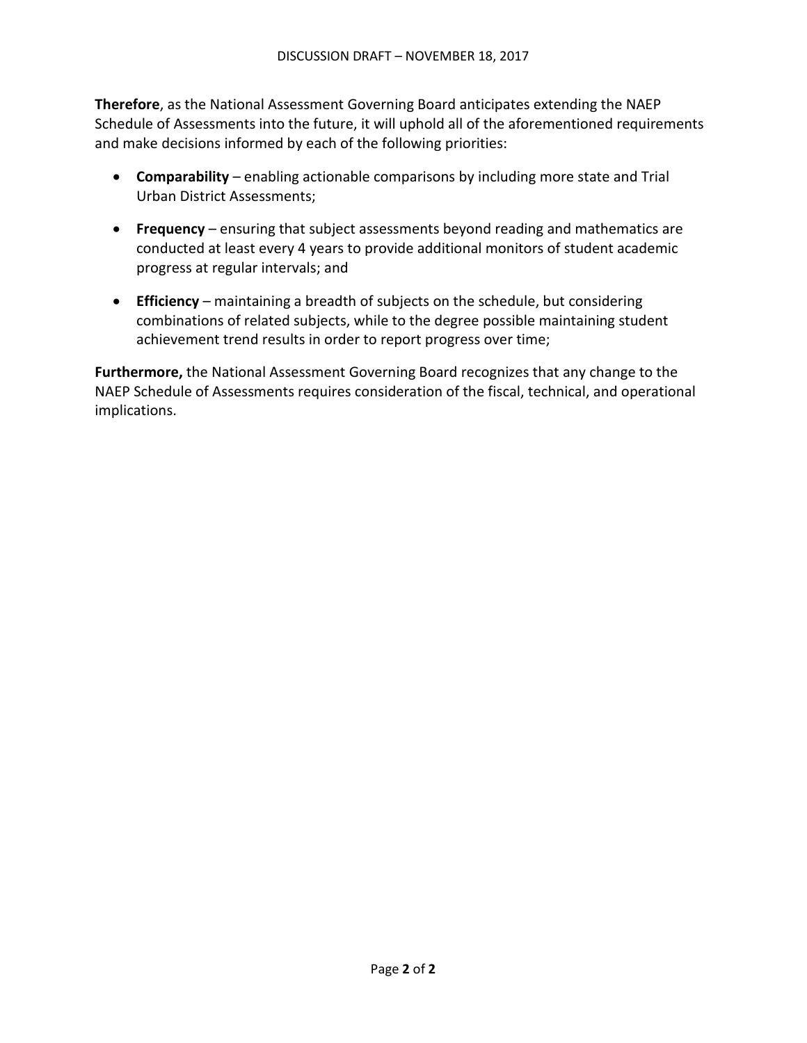**Therefore**, as the National Assessment Governing Board anticipates extending the NAEP Schedule of Assessments into the future, it will uphold all of the aforementioned requirements and make decisions informed by each of the following priorities:

- **Comparability** – enabling actionable comparisons by including more state and Trial Urban District Assessments;
- **Frequency** – ensuring that subject assessments beyond reading and mathematics are conducted at least every 4 years to provide additional monitors of student academic progress at regular intervals; and
- **Efficiency** – maintaining a breadth of subjects on the schedule, but considering combinations of related subjects, while to the degree possible maintaining student achievement trend results in order to report progress over time;

**Furthermore,** the National Assessment Governing Board recognizes that any change to the NAEP Schedule of Assessments requires consideration of the fiscal, technical, and operational implications.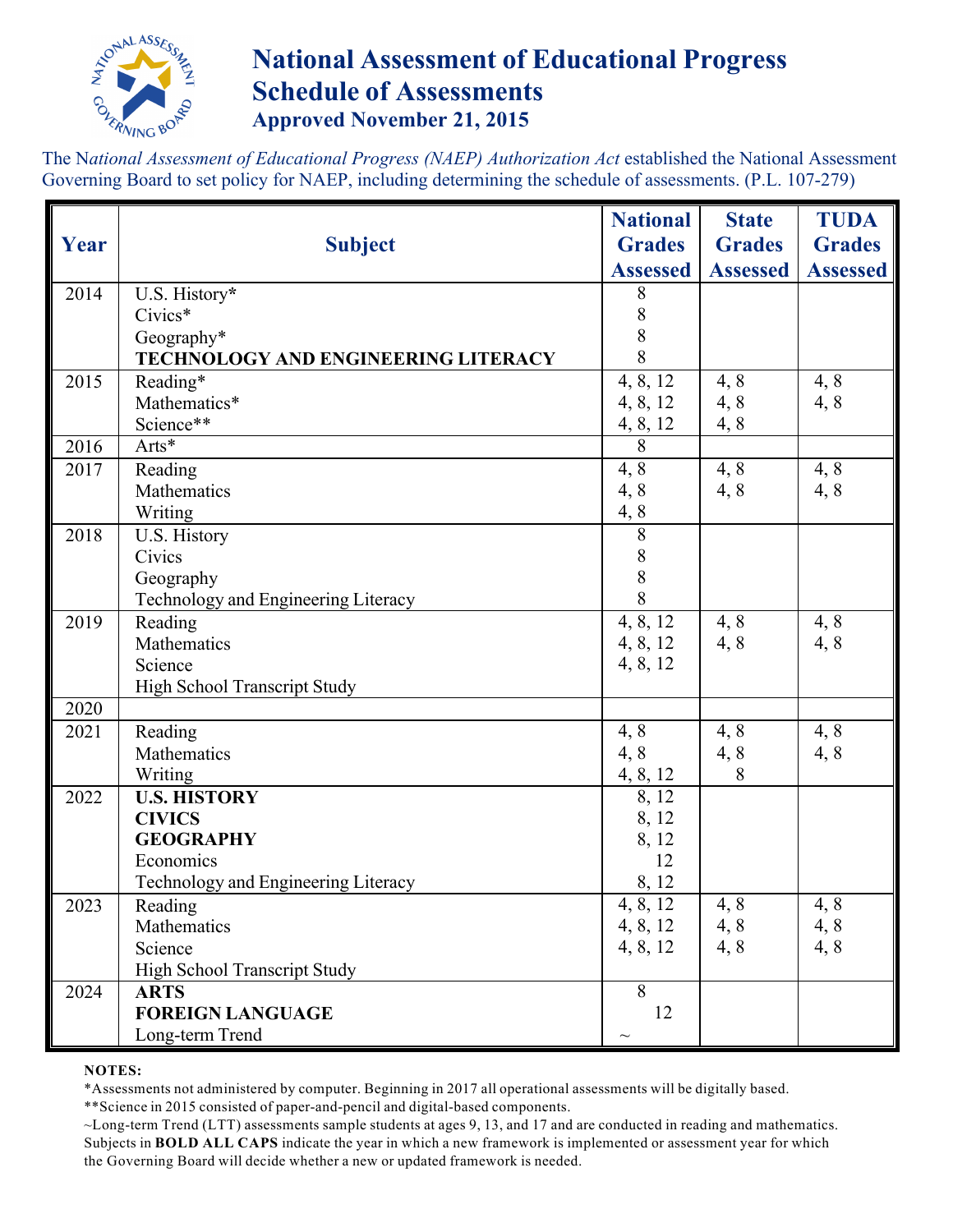# National Assessment of Educational Progress Schedule of Assessments

### Approved November 21, 2015

The N*ational Assessment of Educational Progress (NAEP) Authorization Act* established the National Assessment Governing Board to set policy for NAEP, including determining the schedule of assessments. (P.L. 107-279)

| Year | Subject | National Grades Assessed | State Grades Assessed | TUDA Grades Assessed |
|---|---|---|---|---|
| 2014 | U.S. History* | 8 | | |
| | Civics* | 8 | | |
| | Geography* | 8 | | |
| | **TECHNOLOGY AND ENGINEERING LITERACY** | 8 | | |
| 2015 | Reading* | 4, 8, 12 | 4, 8 | 4, 8 |
| | Mathematics* | 4, 8, 12 | 4, 8 | 4, 8 |
| | Science** | 4, 8, 12 | 4, 8 | |
| 2016 | Arts* | 8 | | |
| 2017 | Reading | 4, 8 | 4, 8 | 4, 8 |
| | Mathematics | 4, 8 | 4, 8 | 4, 8 |
| | Writing | 4, 8 | | |
| 2018 | U.S. History | 8 | | |
| | Civics | 8 | | |
| | Geography | 8 | | |
| | Technology and Engineering Literacy | 8 | | |
| 2019 | Reading | 4, 8, 12 | 4, 8 | 4, 8 |
| | Mathematics | 4, 8, 12 | 4, 8 | 4, 8 |
| | Science | 4, 8, 12 | | |
| | High School Transcript Study | | | |
| 2020 | | | | |
| 2021 | Reading | 4, 8 | 4, 8 | 4, 8 |
| | Mathematics | 4, 8 | 4, 8 | 4, 8 |
| | Writing | 4, 8, 12 | 8 | |
| 2022 | **U.S. HISTORY** | 8, 12 | | |
| | **CIVICS** | 8, 12 | | |
| | **GEOGRAPHY** | 8, 12 | | |
| | Economics | 12 | | |
| | Technology and Engineering Literacy | 8, 12 | | |
| 2023 | Reading | 4, 8, 12 | 4, 8 | 4, 8 |
| | Mathematics | 4, 8, 12 | 4, 8 | 4, 8 |
| | Science | 4, 8, 12 | 4, 8 | 4, 8 |
| | High School Transcript Study | | | |
| 2024 | **ARTS** | 8 | | |
| | **FOREIGN LANGUAGE** | 12 | | |
| | Long-term Trend | ~ | | |

**NOTES:**

*Assessments not administered by computer. Beginning in 2017 all operational assessments will be digitally based.

**Science in 2015 consisted of paper-and-pencil and digital-based components.

~Long-term Trend (LTT) assessments sample students at ages 9, 13, and 17 and are conducted in reading and mathematics.

Subjects in **BOLD ALL CAPS** indicate the year in which a new framework is implemented or assessment year for which the Governing Board will decide whether a new or updated framework is needed.